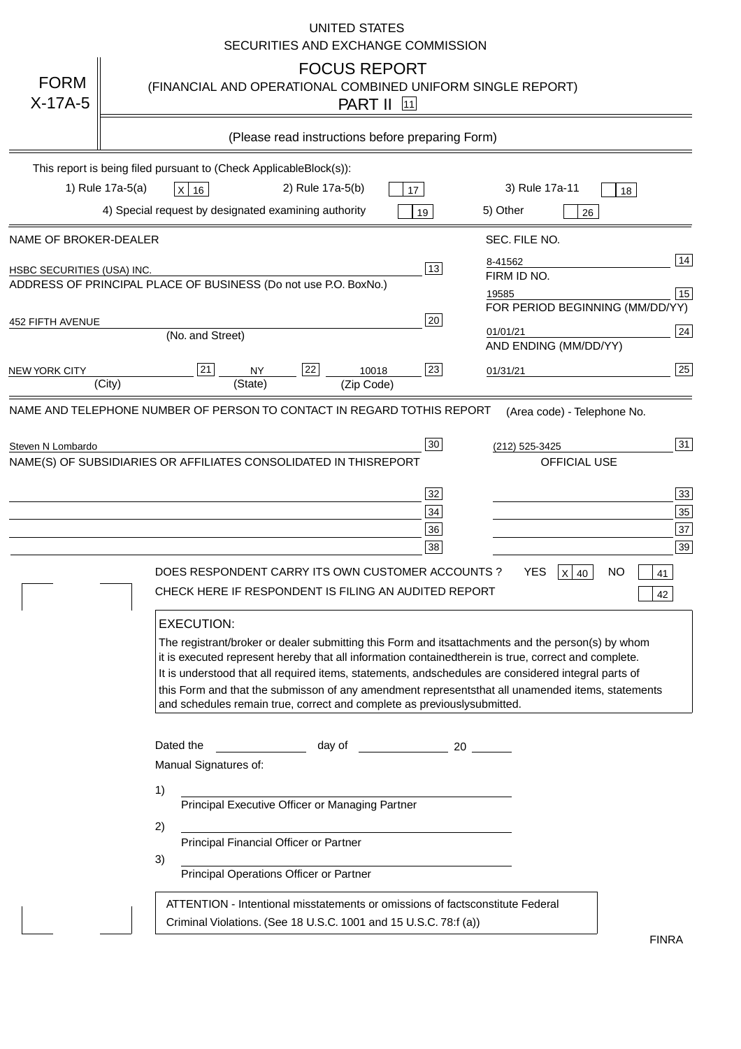UNITED STATES
SECURITIES AND EXCHANGE COMMISSION

# FORM X-17A-5

## FOCUS REPORT
(FINANCIAL AND OPERATIONAL COMBINED UNIFORM SINGLE REPORT)
PART II [11]

(Please read instructions before preparing Form)

This report is being filed pursuant to (Check Applicable Block(s)):

1) Rule 17a-5(a) [X] 16  2) Rule 17a-5(b) [ ] 17  3) Rule 17a-11 [ ] 18
4) Special request by designated examining authority [ ] 19  5) Other [ ] 26

| | |
|---|---|
| NAME OF BROKER-DEALER | SEC. FILE NO. |
| HSBC SECURITIES (USA) INC. [13] | 8-41562 [14] |
| ADDRESS OF PRINCIPAL PLACE OF BUSINESS (Do not use P.O. Box No.) | FIRM ID NO. |
| | 19585 [15] |
| 452 FIFTH AVENUE [20] (No. and Street) | FOR PERIOD BEGINNING (MM/DD/YY) |
| | 01/01/21 [24] |
| NEW YORK CITY [21] (City) NY [22] (State) 10018 [23] (Zip Code) | AND ENDING (MM/DD/YY) |
| | 01/31/21 [25] |

NAME AND TELEPHONE NUMBER OF PERSON TO CONTACT IN REGARD TO THIS REPORT — (Area code) - Telephone No.

Steven N Lombardo [30] — (212) 525-3425 [31]

NAME(S) OF SUBSIDIARIES OR AFFILIATES CONSOLIDATED IN THIS REPORT — OFFICIAL USE

| | |
|---|---|
| [32] | [33] |
| [34] | [35] |
| [36] | [37] |
| [38] | [39] |

DOES RESPONDENT CARRY ITS OWN CUSTOMER ACCOUNTS? YES [X] 40 NO [ ] 41

CHECK HERE IF RESPONDENT IS FILING AN AUDITED REPORT [ ] 42

**EXECUTION:**

The registrant/broker or dealer submitting this Form and its attachments and the person(s) by whom it is executed represent hereby that all information contained therein is true, correct and complete. It is understood that all required items, statements, and schedules are considered integral parts of this Form and that the submisson of any amendment represents that all unamended items, statements and schedules remain true, correct and complete as previously submitted.

Dated the ______ day of ______ 20 ____

Manual Signatures of:

1) ______________________
Principal Executive Officer or Managing Partner

2) ______________________
Principal Financial Officer or Partner

3) ______________________
Principal Operations Officer or Partner

ATTENTION - Intentional misstatements or omissions of facts constitute Federal Criminal Violations. (See 18 U.S.C. 1001 and 15 U.S.C. 78:f (a))

FINRA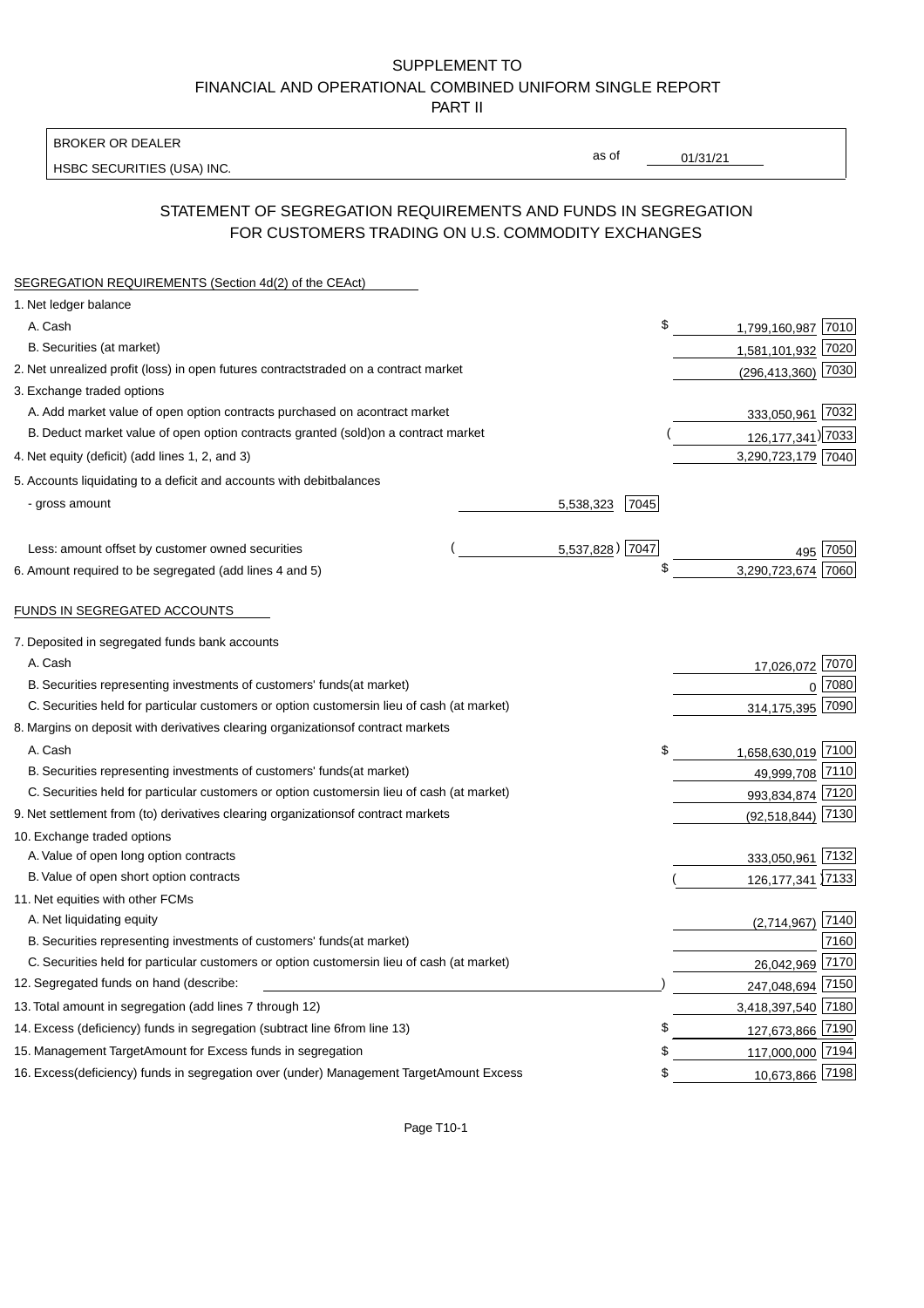SUPPLEMENT TO
FINANCIAL AND OPERATIONAL COMBINED UNIFORM SINGLE REPORT
PART II

BROKER OR DEALER
HSBC SECURITIES (USA) INC.

as of 01/31/21

# STATEMENT OF SEGREGATION REQUIREMENTS AND FUNDS IN SEGREGATION FOR CUSTOMERS TRADING ON U.S. COMMODITY EXCHANGES

SEGREGATION REQUIREMENTS (Section 4d(2) of the CEAct)

| | | | | |
|---|---|---|---|---|
| 1. Net ledger balance | | | | |
| A. Cash | | | $ 1,799,160,987 | 7010 |
| B. Securities (at market) | | | 1,581,101,932 | 7020 |
| 2. Net unrealized profit (loss) in open futures contracts traded on a contract market | | | (296,413,360) | 7030 |
| 3. Exchange traded options | | | | |
| A. Add market value of open option contracts purchased on a contract market | | | 333,050,961 | 7032 |
| B. Deduct market value of open option contracts granted (sold) on a contract market | | | ( 126,177,341) | 7033 |
| 4. Net equity (deficit) (add lines 1, 2, and 3) | | | 3,290,723,179 | 7040 |
| 5. Accounts liquidating to a deficit and accounts with debit balances | | | | |
| - gross amount | 5,538,323 | 7045 | | |
| Less: amount offset by customer owned securities | ( 5,537,828) | 7047 | 495 | 7050 |
| 6. Amount required to be segregated (add lines 4 and 5) | | | $ 3,290,723,674 | 7060 |

FUNDS IN SEGREGATED ACCOUNTS

| | | |
|---|---|---|
| 7. Deposited in segregated funds bank accounts | | |
| A. Cash | 17,026,072 | 7070 |
| B. Securities representing investments of customers' funds (at market) | 0 | 7080 |
| C. Securities held for particular customers or option customers in lieu of cash (at market) | 314,175,395 | 7090 |
| 8. Margins on deposit with derivatives clearing organizations of contract markets | | |
| A. Cash | $ 1,658,630,019 | 7100 |
| B. Securities representing investments of customers' funds (at market) | 49,999,708 | 7110 |
| C. Securities held for particular customers or option customers in lieu of cash (at market) | 993,834,874 | 7120 |
| 9. Net settlement from (to) derivatives clearing organizations of contract markets | (92,518,844) | 7130 |
| 10. Exchange traded options | | |
| A. Value of open long option contracts | 333,050,961 | 7132 |
| B. Value of open short option contracts | ( 126,177,341) | 7133 |
| 11. Net equities with other FCMs | | |
| A. Net liquidating equity | (2,714,967) | 7140 |
| B. Securities representing investments of customers' funds (at market) | | 7160 |
| C. Securities held for particular customers or option customers in lieu of cash (at market) | 26,042,969 | 7170 |
| 12. Segregated funds on hand (describe: ) | 247,048,694 | 7150 |
| 13. Total amount in segregation (add lines 7 through 12) | 3,418,397,540 | 7180 |
| 14. Excess (deficiency) funds in segregation (subtract line 6 from line 13) | $ 127,673,866 | 7190 |
| 15. Management Target Amount for Excess funds in segregation | $ 117,000,000 | 7194 |
| 16. Excess (deficiency) funds in segregation over (under) Management Target Amount Excess | $ 10,673,866 | 7198 |

Page T10-1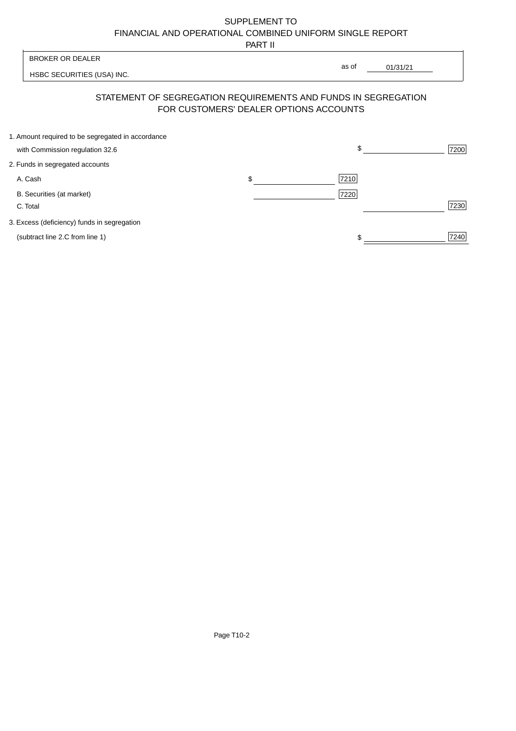SUPPLEMENT TO
FINANCIAL AND OPERATIONAL COMBINED UNIFORM SINGLE REPORT
PART II

| BROKER OR DEALER | |
|---|---|
| HSBC SECURITIES (USA) INC. | as of 01/31/21 |

## STATEMENT OF SEGREGATION REQUIREMENTS AND FUNDS IN SEGREGATION FOR CUSTOMERS' DEALER OPTIONS ACCOUNTS

| | | | | |
|---|---|---|---|---|
| 1. Amount required to be segregated in accordance with Commission regulation 32.6 | | | $ | 7200 |
| 2. Funds in segregated accounts | | | | |
| A. Cash | $ | 7210 | | |
| B. Securities (at market) | | 7220 | | |
| C. Total | | | | 7230 |
| 3. Excess (deficiency) funds in segregation (subtract line 2.C from line 1) | | | $ | 7240 |

Page T10-2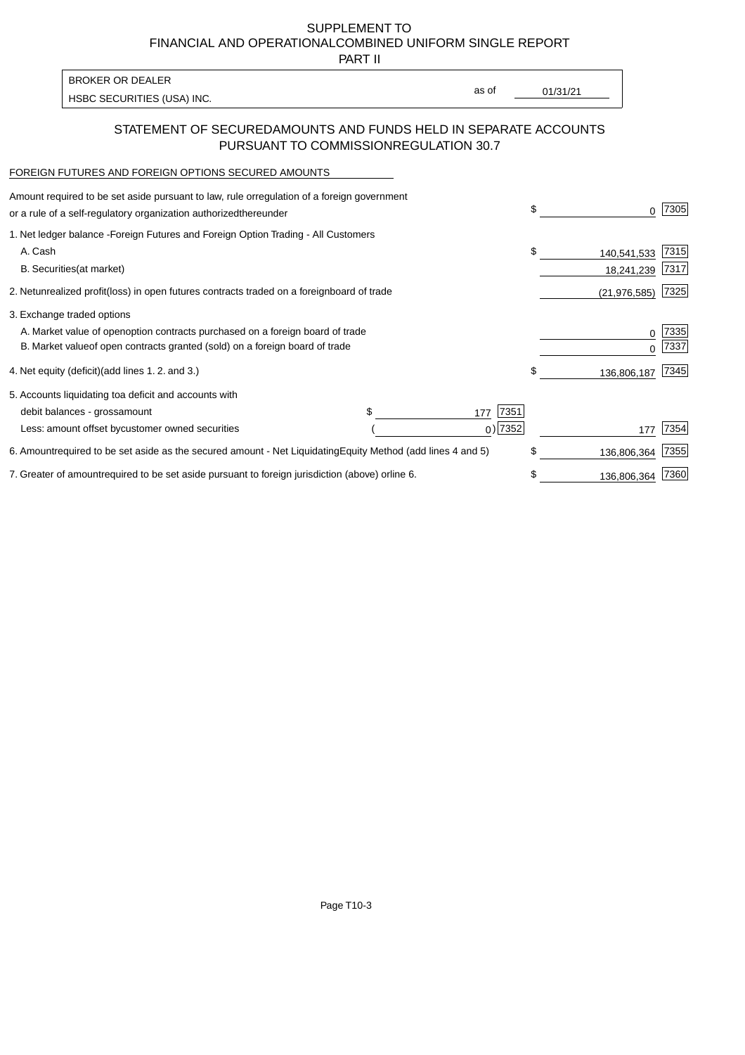SUPPLEMENT TO
FINANCIAL AND OPERATIONALCOMBINED UNIFORM SINGLE REPORT
PART II

| BROKER OR DEALER | | |
|---|---|---|
| HSBC SECURITIES (USA) INC. | as of | 01/31/21 |

## STATEMENT OF SECUREDAMOUNTS AND FUNDS HELD IN SEPARATE ACCOUNTS PURSUANT TO COMMISSIONREGULATION 30.7

FOREIGN FUTURES AND FOREIGN OPTIONS SECURED AMOUNTS

| | | | | |
|---|---|---|---|---|
| Amount required to be set aside pursuant to law, rule orregulation of a foreign government or a rule of a self-regulatory organization authorizedthereunder | | | $ 0 | 7305 |
| 1. Net ledger balance -Foreign Futures and Foreign Option Trading - All Customers | | | | |
| A. Cash | | | $ 140,541,533 | 7315 |
| B. Securities(at market) | | | 18,241,239 | 7317 |
| 2. Netunrealized profit(loss) in open futures contracts traded on a foreignboard of trade | | | (21,976,585) | 7325 |
| 3. Exchange traded options | | | | |
| A. Market value of openoption contracts purchased on a foreign board of trade | | | 0 | 7335 |
| B. Market valueof open contracts granted (sold) on a foreign board of trade | | | 0 | 7337 |
| 4. Net equity (deficit)(add lines 1. 2. and 3.) | | | $ 136,806,187 | 7345 |
| 5. Accounts liquidating toa deficit and accounts with | | | | |
| debit balances - grossamount | $ 177 | 7351 | | |
| Less: amount offset bycustomer owned securities | ( 0) | 7352 | 177 | 7354 |
| 6. Amountrequired to be set aside as the secured amount - Net LiquidatingEquity Method (add lines 4 and 5) | | | $ 136,806,364 | 7355 |
| 7. Greater of amountrequired to be set aside pursuant to foreign jurisdiction (above) orline 6. | | | $ 136,806,364 | 7360 |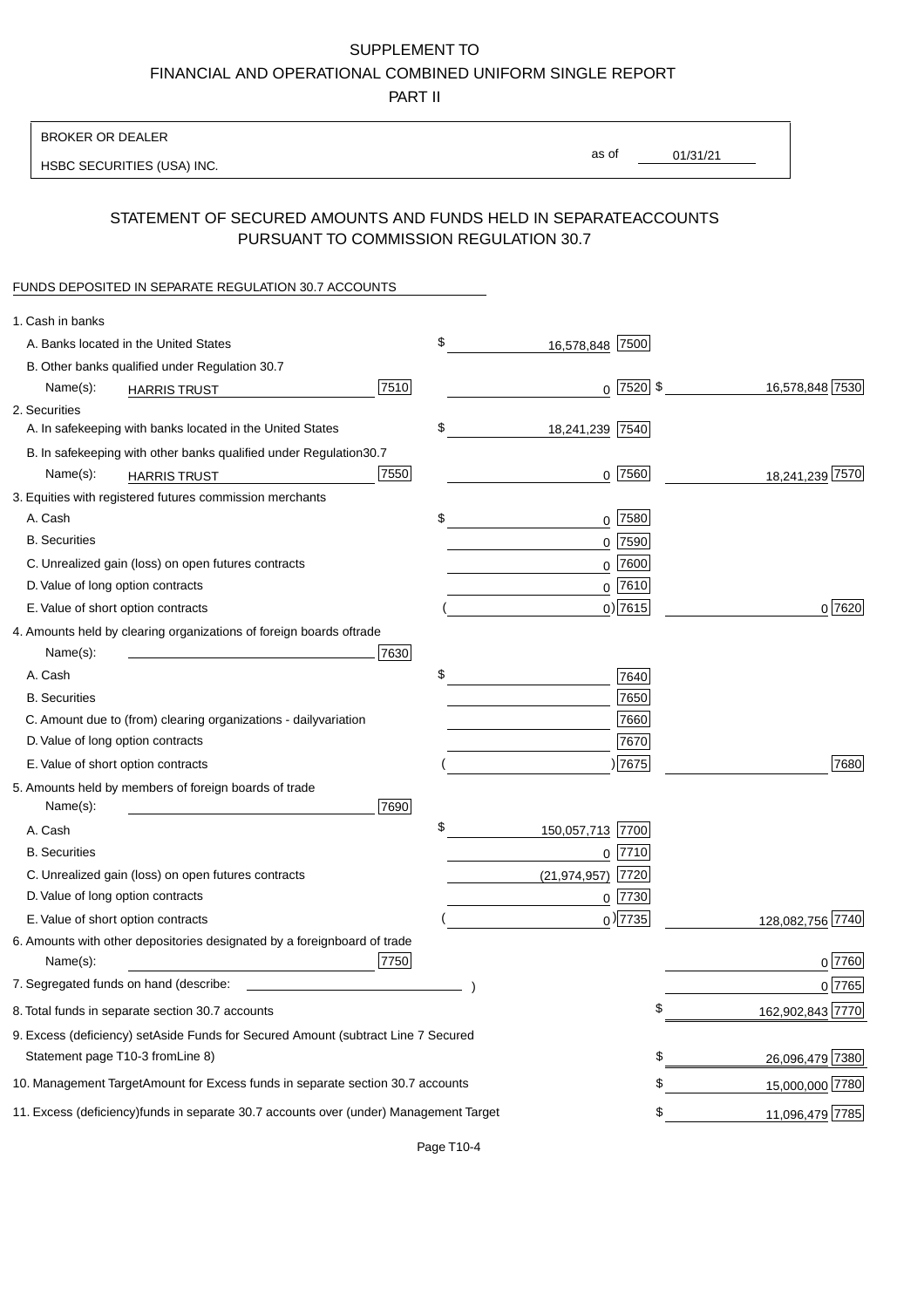SUPPLEMENT TO

FINANCIAL AND OPERATIONAL COMBINED UNIFORM SINGLE REPORT

PART II

BROKER OR DEALER

HSBC SECURITIES (USA) INC.

as of 01/31/21

## STATEMENT OF SECURED AMOUNTS AND FUNDS HELD IN SEPARATE ACCOUNTS PURSUANT TO COMMISSION REGULATION 30.7

FUNDS DEPOSITED IN SEPARATE REGULATION 30.7 ACCOUNTS

| | | | |
|---|---|---|---|
| 1. Cash in banks | | | |
| A. Banks located in the United States | | $ 16,578,848 [7500] | |
| B. Other banks qualified under Regulation 30.7 | | | |
| Name(s): HARRIS TRUST | [7510] | 0 [7520] | $ 16,578,848 [7530] |
| 2. Securities | | | |
| A. In safekeeping with banks located in the United States | | $ 18,241,239 [7540] | |
| B. In safekeeping with other banks qualified under Regulation 30.7 | | | |
| Name(s): HARRIS TRUST | [7550] | 0 [7560] | 18,241,239 [7570] |
| 3. Equities with registered futures commission merchants | | | |
| A. Cash | | $ 0 [7580] | |
| B. Securities | | 0 [7590] | |
| C. Unrealized gain (loss) on open futures contracts | | 0 [7600] | |
| D. Value of long option contracts | | 0 [7610] | |
| E. Value of short option contracts | | ( 0 ) [7615] | 0 [7620] |
| 4. Amounts held by clearing organizations of foreign boards of trade | | | |
| Name(s): | [7630] | | |
| A. Cash | | $ [7640] | |
| B. Securities | | [7650] | |
| C. Amount due to (from) clearing organizations - daily variation | | [7660] | |
| D. Value of long option contracts | | [7670] | |
| E. Value of short option contracts | | ( ) [7675] | [7680] |
| 5. Amounts held by members of foreign boards of trade | | | |
| Name(s): | [7690] | | |
| A. Cash | | $ 150,057,713 [7700] | |
| B. Securities | | 0 [7710] | |
| C. Unrealized gain (loss) on open futures contracts | | (21,974,957) [7720] | |
| D. Value of long option contracts | | 0 [7730] | |
| E. Value of short option contracts | | ( 0 ) [7735] | 128,082,756 [7740] |
| 6. Amounts with other depositories designated by a foreign board of trade | | | |
| Name(s): | [7750] | | 0 [7760] |
| 7. Segregated funds on hand (describe: ) | | | 0 [7765] |
| 8. Total funds in separate section 30.7 accounts | | | $ 162,902,843 [7770] |
| 9. Excess (deficiency) set Aside Funds for Secured Amount (subtract Line 7 Secured Statement page T10-3 from Line 8) | | | $ 26,096,479 [7380] |
| 10. Management Target Amount for Excess funds in separate section 30.7 accounts | | | $ 15,000,000 [7780] |
| 11. Excess (deficiency) funds in separate 30.7 accounts over (under) Management Target | | | $ 11,096,479 [7785] |

Page T10-4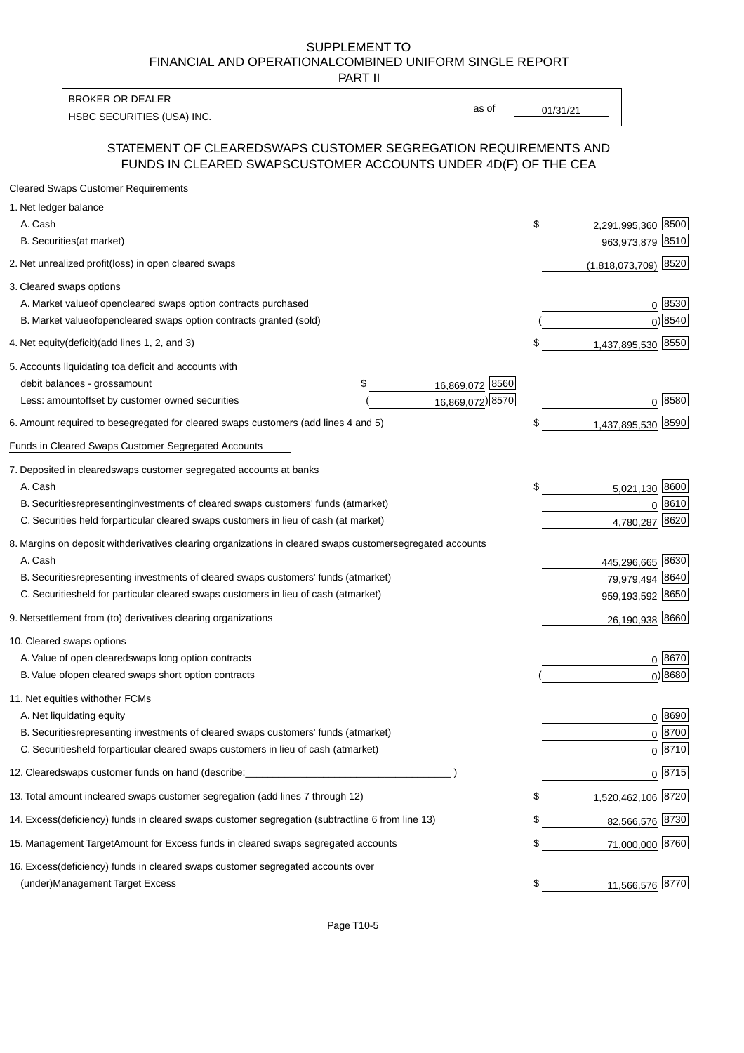SUPPLEMENT TO
FINANCIAL AND OPERATIONALCOMBINED UNIFORM SINGLE REPORT
PART II

| BROKER OR DEALER | | |
|---|---|---|
| HSBC SECURITIES (USA) INC. | as of | 01/31/21 |

## STATEMENT OF CLEAREDSWAPS CUSTOMER SEGREGATION REQUIREMENTS AND FUNDS IN CLEARED SWAPSCUSTOMER ACCOUNTS UNDER 4D(F) OF THE CEA

**Cleared Swaps Customer Requirements**

| | | | |
|---|---|---|---|
| 1. Net ledger balance | | | |
| A. Cash | | $ 2,291,995,360 | 8500 |
| B. Securities(at market) | | 963,973,879 | 8510 |
| 2. Net unrealized profit(loss) in open cleared swaps | | (1,818,073,709) | 8520 |
| 3. Cleared swaps options | | | |
| A. Market valueof opencleared swaps option contracts purchased | | 0 | 8530 |
| B. Market valueofopencleared swaps option contracts granted (sold) | | ( 0) | 8540 |
| 4. Net equity(deficit)(add lines 1, 2, and 3) | | $ 1,437,895,530 | 8550 |
| 5. Accounts liquidating toa deficit and accounts with | | | |
| debit balances - grossamount | $ 16,869,072 [8560] | | |
| Less: amountoffset by customer owned securities | ( 16,869,072) [8570] | 0 | 8580 |
| 6. Amount required to besegregated for cleared swaps customers (add lines 4 and 5) | | $ 1,437,895,530 | 8590 |

**Funds in Cleared Swaps Customer Segregated Accounts**

| | | |
|---|---|---|
| 7. Deposited in clearedswaps customer segregated accounts at banks | | |
| A. Cash | $ 5,021,130 | 8600 |
| B. Securitiesrepresentinginvestments of cleared swaps customers' funds (atmarket) | 0 | 8610 |
| C. Securities held forparticular cleared swaps customers in lieu of cash (at market) | 4,780,287 | 8620 |
| 8. Margins on deposit withderivatives clearing organizations in cleared swaps customersegregated accounts | | |
| A. Cash | 445,296,665 | 8630 |
| B. Securitiesrepresenting investments of cleared swaps customers' funds (atmarket) | 79,979,494 | 8640 |
| C. Securitiesheld for particular cleared swaps customers in lieu of cash (atmarket) | 959,193,592 | 8650 |
| 9. Netsettlement from (to) derivatives clearing organizations | 26,190,938 | 8660 |
| 10. Cleared swaps options | | |
| A. Value of open clearedswaps long option contracts | 0 | 8670 |
| B. Value ofopen cleared swaps short option contracts | ( 0) | 8680 |
| 11. Net equities withother FCMs | | |
| A. Net liquidating equity | 0 | 8690 |
| B. Securitiesrepresenting investments of cleared swaps customers' funds (atmarket) | 0 | 8700 |
| C. Securitiesheld forparticular cleared swaps customers in lieu of cash (atmarket) | 0 | 8710 |
| 12. Clearedswaps customer funds on hand (describe:___________________________________ ) | 0 | 8715 |
| 13. Total amount incleared swaps customer segregation (add lines 7 through 12) | $ 1,520,462,106 | 8720 |
| 14. Excess(deficiency) funds in cleared swaps customer segregation (subtractline 6 from line 13) | $ 82,566,576 | 8730 |
| 15. Management TargetAmount for Excess funds in cleared swaps segregated accounts | $ 71,000,000 | 8760 |
| 16. Excess(deficiency) funds in cleared swaps customer segregated accounts over (under)Management Target Excess | $ 11,566,576 | 8770 |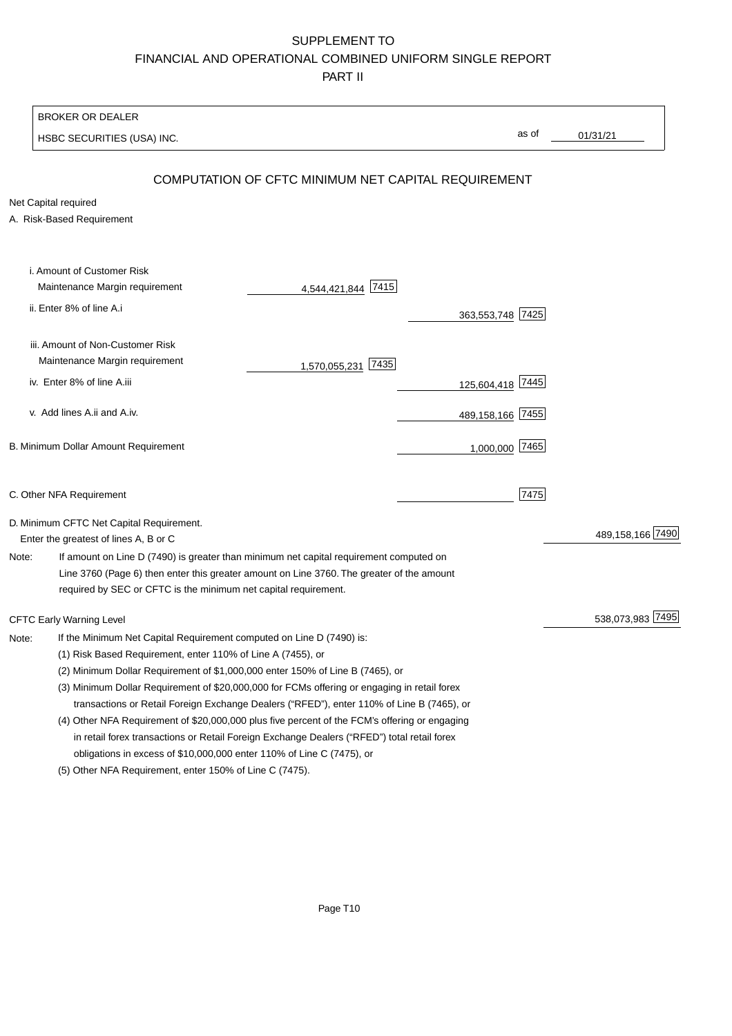# SUPPLEMENT TO
# FINANCIAL AND OPERATIONAL COMBINED UNIFORM SINGLE REPORT
## PART II

| | |
|---|---|
| BROKER OR DEALER | |
| HSBC SECURITIES (USA) INC. | as of 01/31/21 |

## COMPUTATION OF CFTC MINIMUM NET CAPITAL REQUIREMENT

Net Capital required

A. Risk-Based Requirement

| | | | |
|---|---|---|---|
| i. Amount of Customer Risk Maintenance Margin requirement | 4,544,421,844 [7415] | | |
| ii. Enter 8% of line A.i | | 363,553,748 [7425] | |
| iii. Amount of Non-Customer Risk Maintenance Margin requirement | 1,570,055,231 [7435] | | |
| iv. Enter 8% of line A.iii | | 125,604,418 [7445] | |
| v. Add lines A.ii and A.iv. | | 489,158,166 [7455] | |
| B. Minimum Dollar Amount Requirement | | 1,000,000 [7465] | |
| C. Other NFA Requirement | | [7475] | |
| D. Minimum CFTC Net Capital Requirement. Enter the greatest of lines A, B or C | | | 489,158,166 [7490] |

Note: If amount on Line D (7490) is greater than minimum net capital requirement computed on Line 3760 (Page 6) then enter this greater amount on Line 3760. The greater of the amount required by SEC or CFTC is the minimum net capital requirement.

CFTC Early Warning Level — 538,073,983 [7495]

Note: If the Minimum Net Capital Requirement computed on Line D (7490) is:

(1) Risk Based Requirement, enter 110% of Line A (7455), or

(2) Minimum Dollar Requirement of $1,000,000 enter 150% of Line B (7465), or

(3) Minimum Dollar Requirement of $20,000,000 for FCMs offering or engaging in retail forex transactions or Retail Foreign Exchange Dealers ("RFED"), enter 110% of Line B (7465), or

(4) Other NFA Requirement of $20,000,000 plus five percent of the FCM's offering or engaging in retail forex transactions or Retail Foreign Exchange Dealers ("RFED") total retail forex obligations in excess of $10,000,000 enter 110% of Line C (7475), or

(5) Other NFA Requirement, enter 150% of Line C (7475).